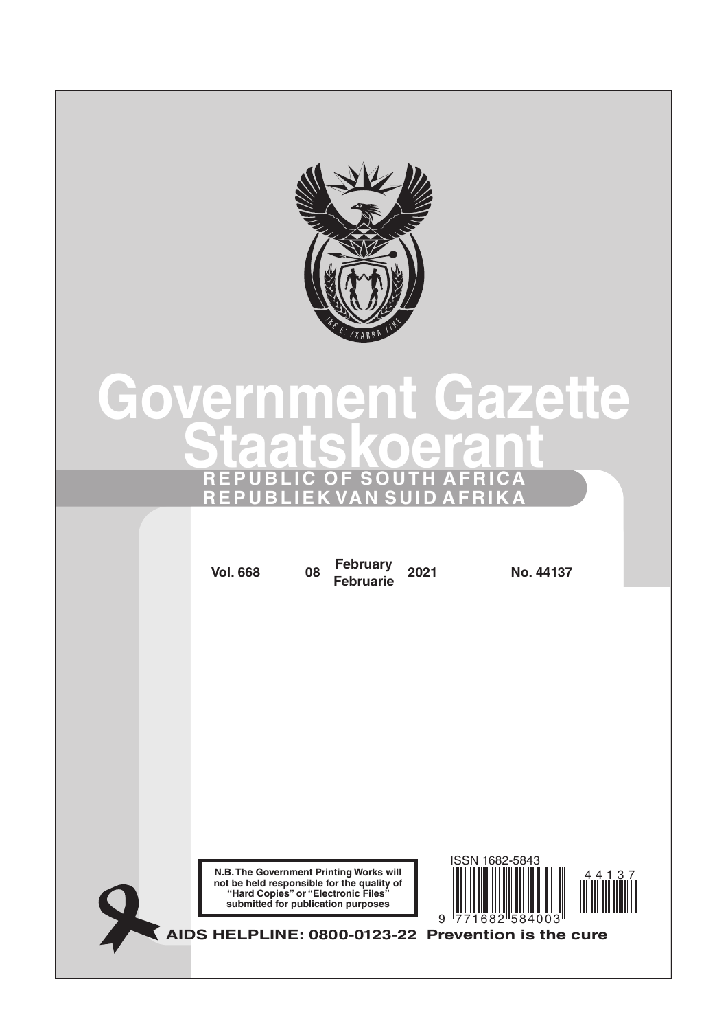# Government Gazette

# Staatskoerant

**REPUBLIC OF SOUTH AFRICA**

**REPUBLIEK VAN SUID AFRIKA**

**Vol. 668** **08 February / Februarie 2021** **No. 44137**

**N.B. The Government Printing Works will not be held responsible for the quality of "Hard Copies" or "Electronic Files" submitted for publication purposes**

ISSN 1682-5843

9 771682 584003

44137

**AIDS HELPLINE: 0800-0123-22 Prevention is the cure**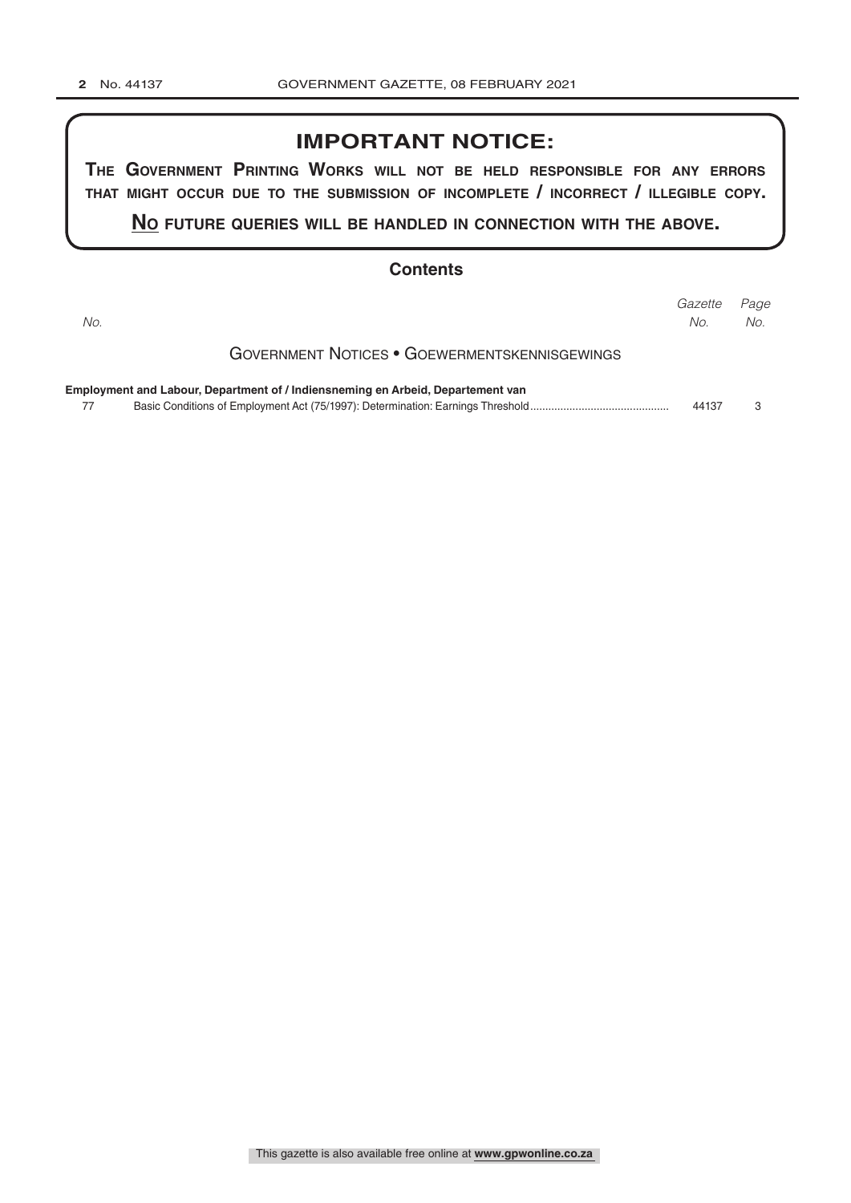## IMPORTANT NOTICE:

**THE GOVERNMENT PRINTING WORKS WILL NOT BE HELD RESPONSIBLE FOR ANY ERRORS THAT MIGHT OCCUR DUE TO THE SUBMISSION OF INCOMPLETE / INCORRECT / ILLEGIBLE COPY.**

**NO FUTURE QUERIES WILL BE HANDLED IN CONNECTION WITH THE ABOVE.**

## Contents

| *No.* | | *Gazette No.* | *Page No.* |
|---|---|---|---|
| | GOVERNMENT NOTICES • GOEWERMENTSKENNISGEWINGS | | |
| | **Employment and Labour, Department of / Indiensneming en Arbeid, Departement van** | | |
| 77 | Basic Conditions of Employment Act (75/1997): Determination: Earnings Threshold | 44137 | 3 |

This gazette is also available free online at **www.gpwonline.co.za**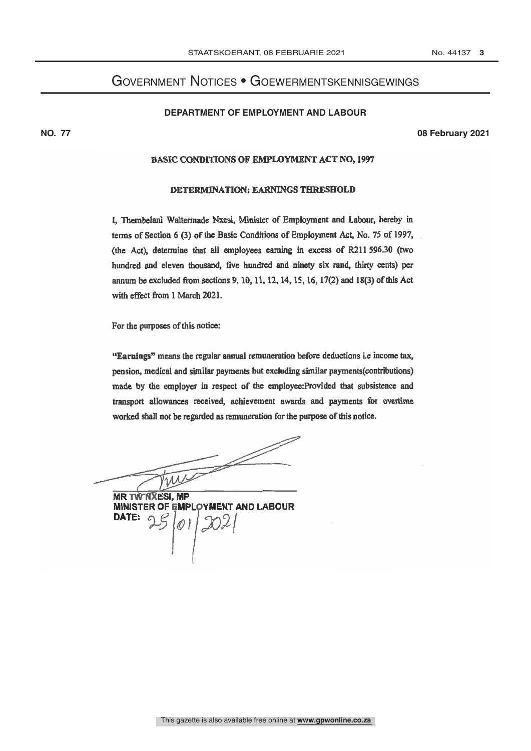# Government Notices • Goewermentskennisgewings

**DEPARTMENT OF EMPLOYMENT AND LABOUR**

**NO. 77** **08 February 2021**

**BASIC CONDITIONS OF EMPLOYMENT ACT NO, 1997**

**DETERMINATION: EARNINGS THRESHOLD**

I, Thembelani Waltermade Nxesi, Minister of Employment and Labour, hereby in terms of Section 6 (3) of the Basic Conditions of Employment Act, No. 75 of 1997, (the Act), determine that all employees earning in excess of R211 596.30 (two hundred and eleven thousand, five hundred and ninety six rand, thirty cents) per annum be excluded from sections 9, 10, 11, 12, 14, 15, 16, 17(2) and 18(3) of this Act with effect from 1 March 2021.

For the purposes of this notice:

**"Earnings"** means the regular annual remuneration before deductions i.e income tax, pension, medical and similar payments but excluding similar payments(contributions) made by the employer in respect of the employee:Provided that subsistence and transport allowances received, achievement awards and payments for overtime worked shall not be regarded as remuneration for the purpose of this notice.

**MR TW NXESI, MP**
**MINISTER OF EMPLOYMENT AND LABOUR**
**DATE:** 25/01/2021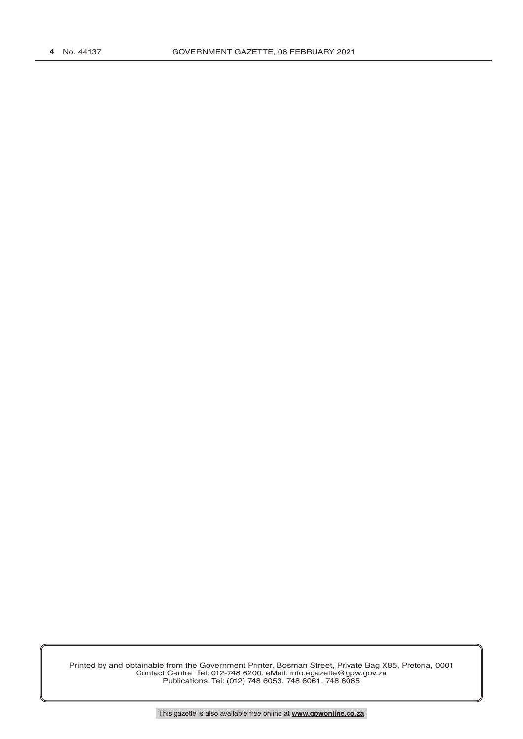Printed by and obtainable from the Government Printer, Bosman Street, Private Bag X85, Pretoria, 0001
Contact Centre Tel: 012-748 6200. eMail: info.egazette@gpw.gov.za
Publications: Tel: (012) 748 6053, 748 6061, 748 6065

This gazette is also available free online at **www.gpwonline.co.za**